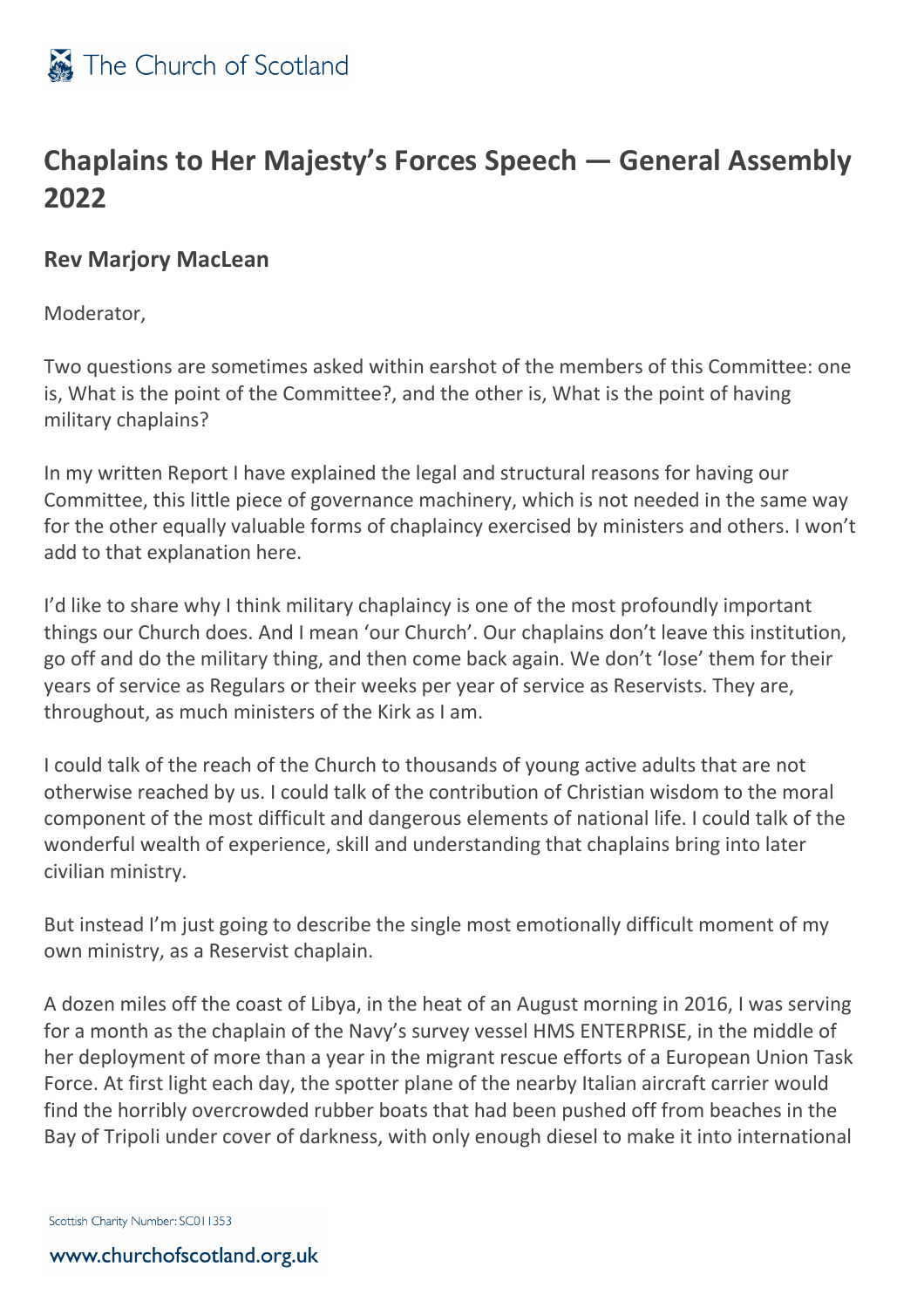# Chaplains to Her Majesty's Forces Speech — General Assembly 2022

## Rev Marjory MacLean

Moderator,

Two questions are sometimes asked within earshot of the members of this Committee: one is, What is the point of the Committee?, and the other is, What is the point of having military chaplains?

In my written Report I have explained the legal and structural reasons for having our Committee, this little piece of governance machinery, which is not needed in the same way for the other equally valuable forms of chaplaincy exercised by ministers and others. I won't add to that explanation here.

I'd like to share why I think military chaplaincy is one of the most profoundly important things our Church does. And I mean 'our Church'. Our chaplains don't leave this institution, go off and do the military thing, and then come back again. We don't 'lose' them for their years of service as Regulars or their weeks per year of service as Reservists. They are, throughout, as much ministers of the Kirk as I am.

I could talk of the reach of the Church to thousands of young active adults that are not otherwise reached by us. I could talk of the contribution of Christian wisdom to the moral component of the most difficult and dangerous elements of national life. I could talk of the wonderful wealth of experience, skill and understanding that chaplains bring into later civilian ministry.

But instead I'm just going to describe the single most emotionally difficult moment of my own ministry, as a Reservist chaplain.

A dozen miles off the coast of Libya, in the heat of an August morning in 2016, I was serving for a month as the chaplain of the Navy's survey vessel HMS ENTERPRISE, in the middle of her deployment of more than a year in the migrant rescue efforts of a European Union Task Force. At first light each day, the spotter plane of the nearby Italian aircraft carrier would find the horribly overcrowded rubber boats that had been pushed off from beaches in the Bay of Tripoli under cover of darkness, with only enough diesel to make it into international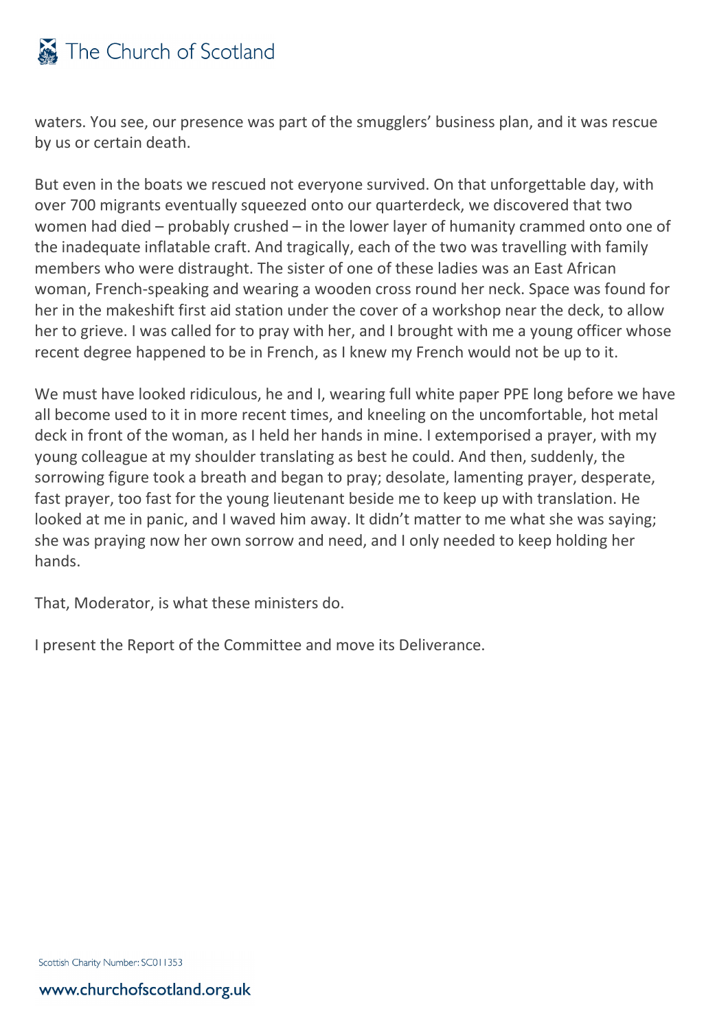waters. You see, our presence was part of the smugglers' business plan, and it was rescue by us or certain death.

But even in the boats we rescued not everyone survived. On that unforgettable day, with over 700 migrants eventually squeezed onto our quarterdeck, we discovered that two women had died – probably crushed – in the lower layer of humanity crammed onto one of the inadequate inflatable craft. And tragically, each of the two was travelling with family members who were distraught. The sister of one of these ladies was an East African woman, French-speaking and wearing a wooden cross round her neck. Space was found for her in the makeshift first aid station under the cover of a workshop near the deck, to allow her to grieve. I was called for to pray with her, and I brought with me a young officer whose recent degree happened to be in French, as I knew my French would not be up to it.

We must have looked ridiculous, he and I, wearing full white paper PPE long before we have all become used to it in more recent times, and kneeling on the uncomfortable, hot metal deck in front of the woman, as I held her hands in mine. I extemporised a prayer, with my young colleague at my shoulder translating as best he could. And then, suddenly, the sorrowing figure took a breath and began to pray; desolate, lamenting prayer, desperate, fast prayer, too fast for the young lieutenant beside me to keep up with translation. He looked at me in panic, and I waved him away. It didn't matter to me what she was saying; she was praying now her own sorrow and need, and I only needed to keep holding her hands.

That, Moderator, is what these ministers do.

I present the Report of the Committee and move its Deliverance.